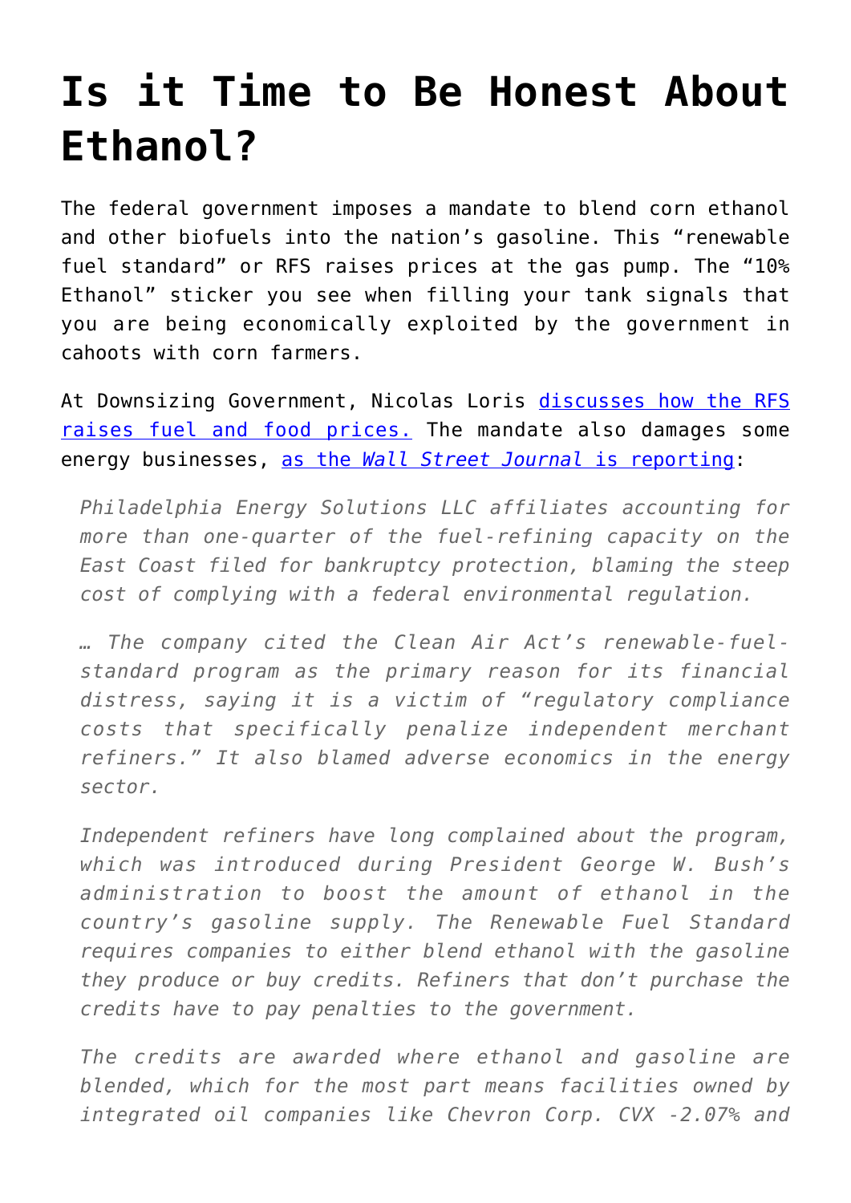# Is it Time to Be Honest About Ethanol?

The federal government imposes a mandate to blend corn ethanol and other biofuels into the nation's gasoline. This "renewable fuel standard" or RFS raises prices at the gas pump. The "10% Ethanol" sticker you see when filling your tank signals that you are being economically exploited by the government in cahoots with corn farmers.

At Downsizing Government, Nicolas Loris discusses how the RFS raises fuel and food prices. The mandate also damages some energy businesses, as the *Wall Street Journal* is reporting:

> *Philadelphia Energy Solutions LLC affiliates accounting for more than one-quarter of the fuel-refining capacity on the East Coast filed for bankruptcy protection, blaming the steep cost of complying with a federal environmental regulation.*
>
> *… The company cited the Clean Air Act's renewable-fuel-standard program as the primary reason for its financial distress, saying it is a victim of "regulatory compliance costs that specifically penalize independent merchant refiners." It also blamed adverse economics in the energy sector.*
>
> *Independent refiners have long complained about the program, which was introduced during President George W. Bush's administration to boost the amount of ethanol in the country's gasoline supply. The Renewable Fuel Standard requires companies to either blend ethanol with the gasoline they produce or buy credits. Refiners that don't purchase the credits have to pay penalties to the government.*
>
> *The credits are awarded where ethanol and gasoline are blended, which for the most part means facilities owned by integrated oil companies like Chevron Corp. CVX -2.07% and*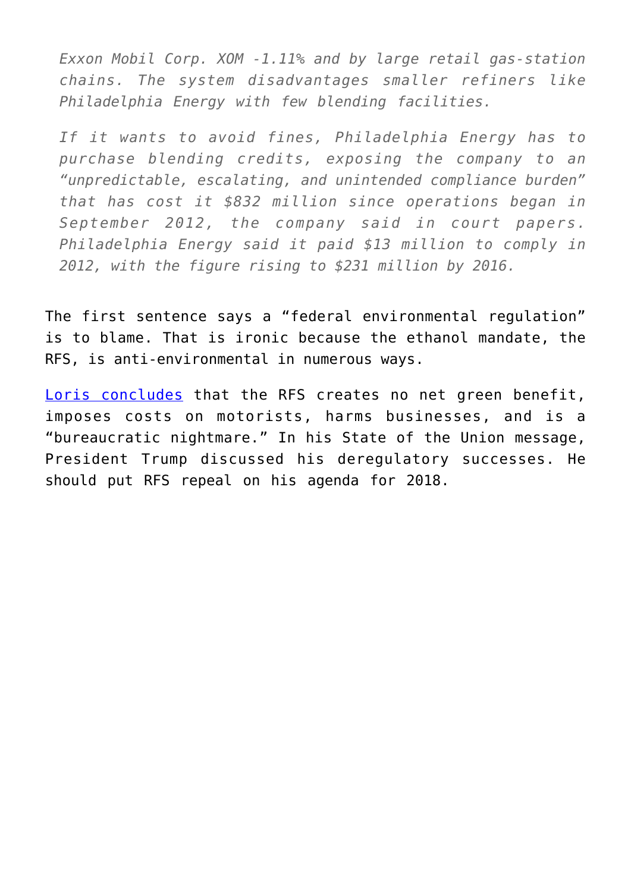*Exxon Mobil Corp. XOM -1.11% and by large retail gas-station chains. The system disadvantages smaller refiners like Philadelphia Energy with few blending facilities.*

*If it wants to avoid fines, Philadelphia Energy has to purchase blending credits, exposing the company to an "unpredictable, escalating, and unintended compliance burden" that has cost it $832 million since operations began in September 2012, the company said in court papers. Philadelphia Energy said it paid $13 million to comply in 2012, with the figure rising to $231 million by 2016.*

The first sentence says a "federal environmental regulation" is to blame. That is ironic because the ethanol mandate, the RFS, is anti-environmental in numerous ways.

Loris concludes that the RFS creates no net green benefit, imposes costs on motorists, harms businesses, and is a "bureaucratic nightmare." In his State of the Union message, President Trump discussed his deregulatory successes. He should put RFS repeal on his agenda for 2018.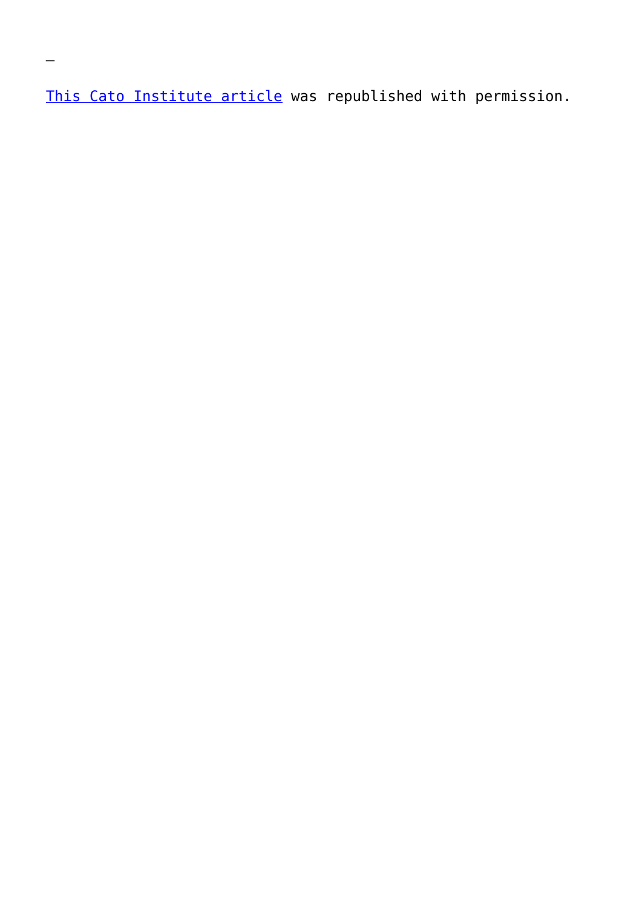—

This Cato Institute article was republished with permission.